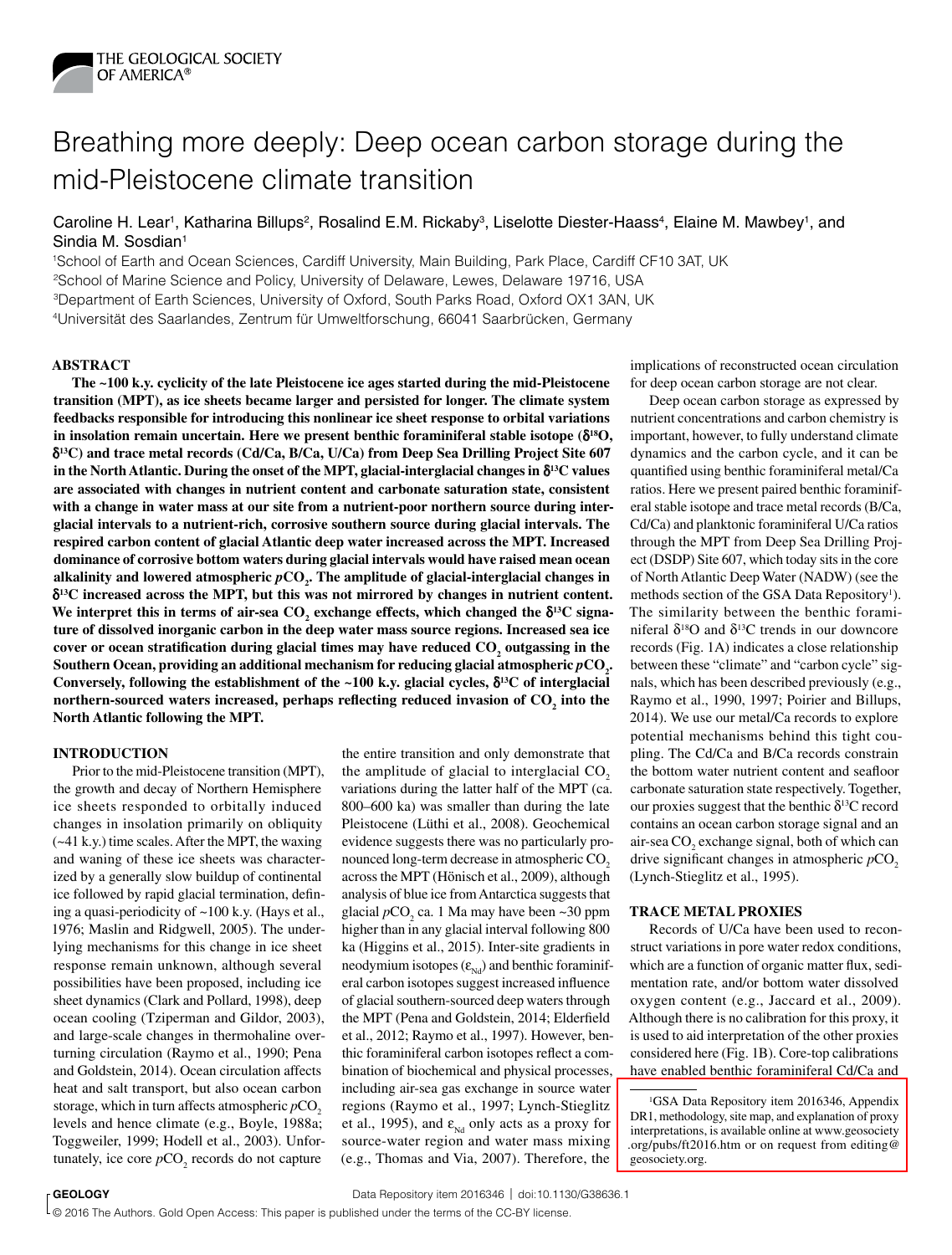# Breathing more deeply: Deep ocean carbon storage during the mid-Pleistocene climate transition

Caroline H. Lear[1], Katharina Billups[2], Rosalind E.M. Rickaby[3], Liselotte Diester-Haass[4], Elaine M. Mawbey[1], and Sindia M. Sosdian[1]

[1]School of Earth and Ocean Sciences, Cardiff University, Main Building, Park Place, Cardiff CF10 3AT, UK
[2]School of Marine Science and Policy, University of Delaware, Lewes, Delaware 19716, USA
[3]Department of Earth Sciences, University of Oxford, South Parks Road, Oxford OX1 3AN, UK
[4]Universität des Saarlandes, Zentrum für Umweltforschung, 66041 Saarbrücken, Germany

## ABSTRACT

**The ~100 k.y. cyclicity of the late Pleistocene ice ages started during the mid-Pleistocene transition (MPT), as ice sheets became larger and persisted for longer. The climate system feedbacks responsible for introducing this nonlinear ice sheet response to orbital variations in insolation remain uncertain. Here we present benthic foraminiferal stable isotope ($\delta^{18}O$, $\delta^{13}C$) and trace metal records (Cd/Ca, B/Ca, U/Ca) from Deep Sea Drilling Project Site 607 in the North Atlantic. During the onset of the MPT, glacial-interglacial changes in $\delta^{13}C$ values are associated with changes in nutrient content and carbonate saturation state, consistent with a change in water mass at our site from a nutrient-poor northern source during interglacial intervals to a nutrient-rich, corrosive southern source during glacial intervals. The respired carbon content of glacial Atlantic deep water increased across the MPT. Increased dominance of corrosive bottom waters during glacial intervals would have raised mean ocean alkalinity and lowered atmospheric $pCO_2$. The amplitude of glacial-interglacial changes in $\delta^{13}C$ increased across the MPT, but this was not mirrored by changes in nutrient content. We interpret this in terms of air-sea $CO_2$ exchange effects, which changed the $\delta^{13}C$ signature of dissolved inorganic carbon in the deep water mass source regions. Increased sea ice cover or ocean stratification during glacial times may have reduced $CO_2$ outgassing in the Southern Ocean, providing an additional mechanism for reducing glacial atmospheric $pCO_2$. Conversely, following the establishment of the ~100 k.y. glacial cycles, $\delta^{13}C$ of interglacial northern-sourced waters increased, perhaps reflecting reduced invasion of $CO_2$ into the North Atlantic following the MPT.**

## INTRODUCTION

Prior to the mid-Pleistocene transition (MPT), the growth and decay of Northern Hemisphere ice sheets responded to orbitally induced changes in insolation primarily on obliquity (~41 k.y.) time scales. After the MPT, the waxing and waning of these ice sheets was characterized by a generally slow buildup of continental ice followed by rapid glacial termination, defining a quasi-periodicity of ~100 k.y. (Hays et al., 1976; Maslin and Ridgwell, 2005). The underlying mechanisms for this change in ice sheet response remain unknown, although several possibilities have been proposed, including ice sheet dynamics (Clark and Pollard, 1998), deep ocean cooling (Tziperman and Gildor, 2003), and large-scale changes in thermohaline overturning circulation (Raymo et al., 1990; Pena and Goldstein, 2014). Ocean circulation affects heat and salt transport, but also ocean carbon storage, which in turn affects atmospheric $pCO_2$ levels and hence climate (e.g., Boyle, 1988a; Toggweiler, 1999; Hodell et al., 2003). Unfortunately, ice core $pCO_2$ records do not capture the entire transition and only demonstrate that the amplitude of glacial to interglacial $CO_2$ variations during the latter half of the MPT (ca. 800–600 ka) was smaller than during the late Pleistocene (Lüthi et al., 2008). Geochemical evidence suggests there was no particularly pronounced long-term decrease in atmospheric $CO_2$ across the MPT (Hönisch et al., 2009), although analysis of blue ice from Antarctica suggests that glacial $pCO_2$ ca. 1 Ma may have been ~30 ppm higher than in any glacial interval following 800 ka (Higgins et al., 2015). Inter-site gradients in neodymium isotopes ($\varepsilon_{Nd}$) and benthic foraminiferal carbon isotopes suggest increased influence of glacial southern-sourced deep waters through the MPT (Pena and Goldstein, 2014; Elderfield et al., 2012; Raymo et al., 1997). However, benthic foraminiferal carbon isotopes reflect a combination of biochemical and physical processes, including air-sea gas exchange in source water regions (Raymo et al., 1997; Lynch-Stieglitz et al., 1995), and $\varepsilon_{Nd}$ only acts as a proxy for source-water region and water mass mixing (e.g., Thomas and Via, 2007). Therefore, the implications of reconstructed ocean circulation for deep ocean carbon storage are not clear.

Deep ocean carbon storage as expressed by nutrient concentrations and carbon chemistry is important, however, to fully understand climate dynamics and the carbon cycle, and it can be quantified using benthic foraminiferal metal/Ca ratios. Here we present paired benthic foraminiferal stable isotope and trace metal records (B/Ca, Cd/Ca) and planktonic foraminiferal U/Ca ratios through the MPT from Deep Sea Drilling Project (DSDP) Site 607, which today sits in the core of North Atlantic Deep Water (NADW) (see the methods section of the GSA Data Repository[1]). The similarity between the benthic foraminiferal $\delta^{18}O$ and $\delta^{13}C$ trends in our downcore records (Fig. 1A) indicates a close relationship between these "climate" and "carbon cycle" signals, which has been described previously (e.g., Raymo et al., 1990, 1997; Poirier and Billups, 2014). We use our metal/Ca records to explore potential mechanisms behind this tight coupling. The Cd/Ca and B/Ca records constrain the bottom water nutrient content and seafloor carbonate saturation state respectively. Together, our proxies suggest that the benthic $\delta^{13}C$ record contains an ocean carbon storage signal and an air-sea $CO_2$ exchange signal, both of which can drive significant changes in atmospheric $pCO_2$ (Lynch-Stieglitz et al., 1995).

## TRACE METAL PROXIES

Records of U/Ca have been used to reconstruct variations in pore water redox conditions, which are a function of organic matter flux, sedimentation rate, and/or bottom water dissolved oxygen content (e.g., Jaccard et al., 2009). Although there is no calibration for this proxy, it is used to aid interpretation of the other proxies considered here (Fig. 1B). Core-top calibrations have enabled benthic foraminiferal Cd/Ca and

[1]GSA Data Repository item 2016346, Appendix DR1, methodology, site map, and explanation of proxy interpretations, is available online at www.geosociety.org/pubs/ft2016.htm or on request from editing@geosociety.org.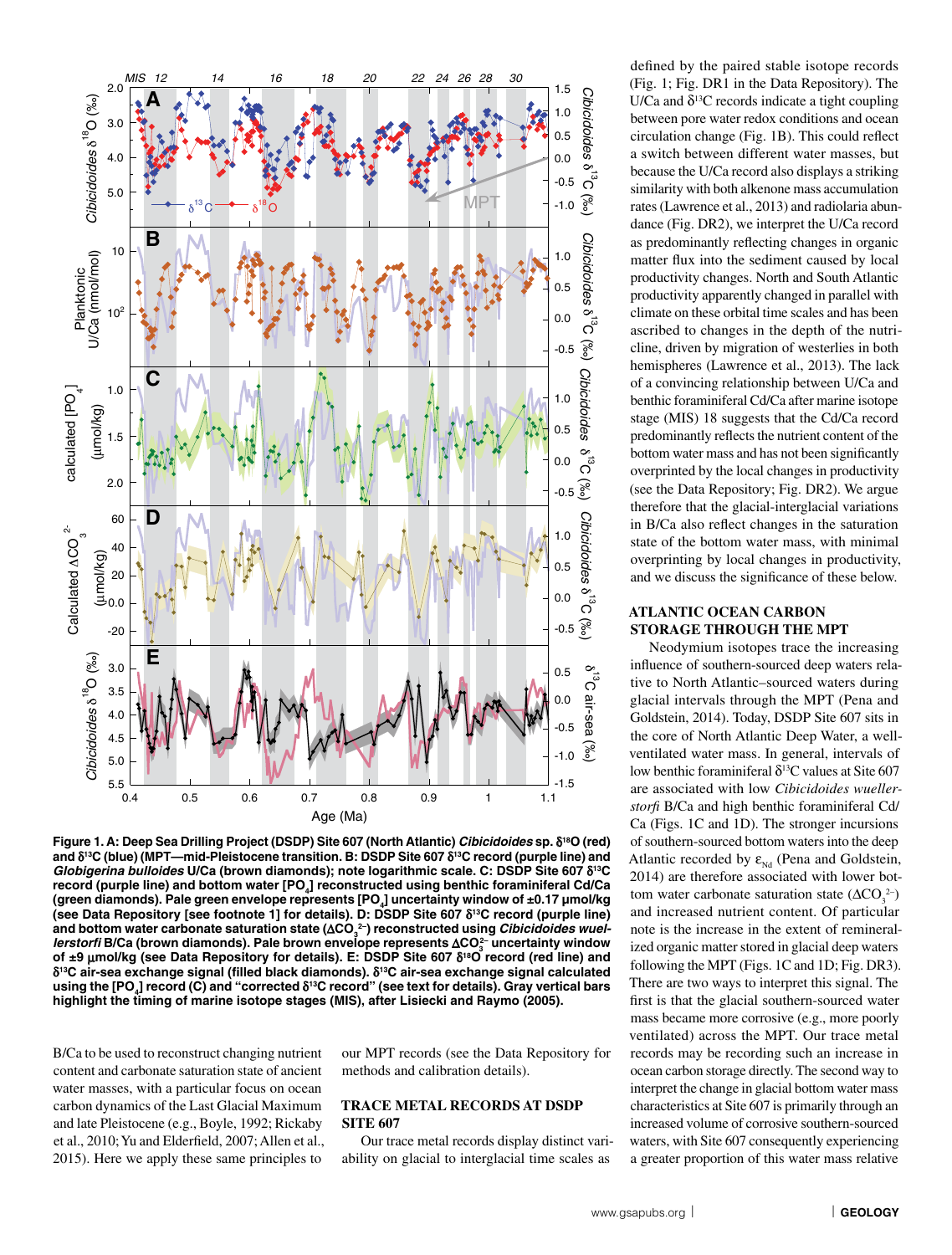**Figure 1. A: Deep Sea Drilling Project (DSDP) Site 607 (North Atlantic) *Cibicidoides* sp. $\delta^{18}O$ (red) and $\delta^{13}C$ (blue) (MPT—mid-Pleistocene transition. B: DSDP Site 607 $\delta^{13}C$ record (purple line) and *Globigerina bulloides* U/Ca (brown diamonds); note logarithmic scale. C: DSDP Site 607 $\delta^{13}C$ record (purple line) and bottom water [$PO_4$] reconstructed using benthic foraminiferal Cd/Ca (green diamonds). Pale green envelope represents [$PO_4$] uncertainty window of ±0.17 µmol/kg (see Data Repository [see footnote 1] for details). D: DSDP Site 607 $\delta^{13}C$ record (purple line) and bottom water carbonate saturation state ($\Delta CO_3^{2-}$) reconstructed using *Cibicidoides wuellerstorfi* B/Ca (brown diamonds). Pale brown envelope represents $\Delta CO_3^{2-}$ uncertainty window of ±9 µmol/kg (see Data Repository for details). E: DSDP Site 607 $\delta^{18}O$ record (red line) and $\delta^{13}C$ air-sea exchange signal (filled black diamonds). $\delta^{13}C$ air-sea exchange signal calculated using the [$PO_4$] record (C) and "corrected $\delta^{13}C$ record" (see text for details). Gray vertical bars highlight the timing of marine isotope stages (MIS), after Lisiecki and Raymo (2005).**

B/Ca to be used to reconstruct changing nutrient content and carbonate saturation state of ancient water masses, with a particular focus on ocean carbon dynamics of the Last Glacial Maximum and late Pleistocene (e.g., Boyle, 1992; Rickaby et al., 2010; Yu and Elderfield, 2007; Allen et al., 2015). Here we apply these same principles to our MPT records (see the Data Repository for methods and calibration details).

## TRACE METAL RECORDS AT DSDP SITE 607

Our trace metal records display distinct variability on glacial to interglacial time scales as defined by the paired stable isotope records (Fig. 1; Fig. DR1 in the Data Repository). The U/Ca and $\delta^{13}C$ records indicate a tight coupling between pore water redox conditions and ocean circulation change (Fig. 1B). This could reflect a switch between different water masses, but because the U/Ca record also displays a striking similarity with both alkenone mass accumulation rates (Lawrence et al., 2013) and radiolaria abundance (Fig. DR2), we interpret the U/Ca record as predominantly reflecting changes in organic matter flux into the sediment caused by local productivity changes. North and South Atlantic productivity apparently changed in parallel with climate on these orbital time scales and has been ascribed to changes in the depth of the nutricline, driven by migration of westerlies in both hemispheres (Lawrence et al., 2013). The lack of a convincing relationship between U/Ca and benthic foraminiferal Cd/Ca after marine isotope stage (MIS) 18 suggests that the Cd/Ca record predominantly reflects the nutrient content of the bottom water mass and has not been significantly overprinted by the local changes in productivity (see the Data Repository; Fig. DR2). We argue therefore that the glacial-interglacial variations in B/Ca also reflect changes in the saturation state of the bottom water mass, with minimal overprinting by local changes in productivity, and we discuss the significance of these below.

## ATLANTIC OCEAN CARBON STORAGE THROUGH THE MPT

Neodymium isotopes trace the increasing influence of southern-sourced deep waters relative to North Atlantic–sourced waters during glacial intervals through the MPT (Pena and Goldstein, 2014). Today, DSDP Site 607 sits in the core of North Atlantic Deep Water, a well-ventilated water mass. In general, intervals of low benthic foraminiferal $\delta^{13}C$ values at Site 607 are associated with low *Cibicidoides wuellerstorfi* B/Ca and high benthic foraminiferal Cd/Ca (Figs. 1C and 1D). The stronger incursions of southern-sourced bottom waters into the deep Atlantic recorded by $\varepsilon_{Nd}$ (Pena and Goldstein, 2014) are therefore associated with lower bottom water carbonate saturation ($\Delta CO_3^{2-}$) and increased nutrient content. Of particular note is the increase in the extent of remineralized organic matter stored in glacial deep waters following the MPT (Figs. 1C and 1D; Fig. DR3). There are two ways to interpret this signal. The first is that the glacial southern-sourced water mass became more corrosive (e.g., more poorly ventilated) across the MPT. Our trace metal records may be recording such an increase in ocean carbon storage directly. The second way to interpret the change in glacial bottom water mass characteristics at Site 607 is primarily through an increased volume of corrosive southern-sourced waters, with Site 607 consequently experiencing a greater proportion of this water mass relative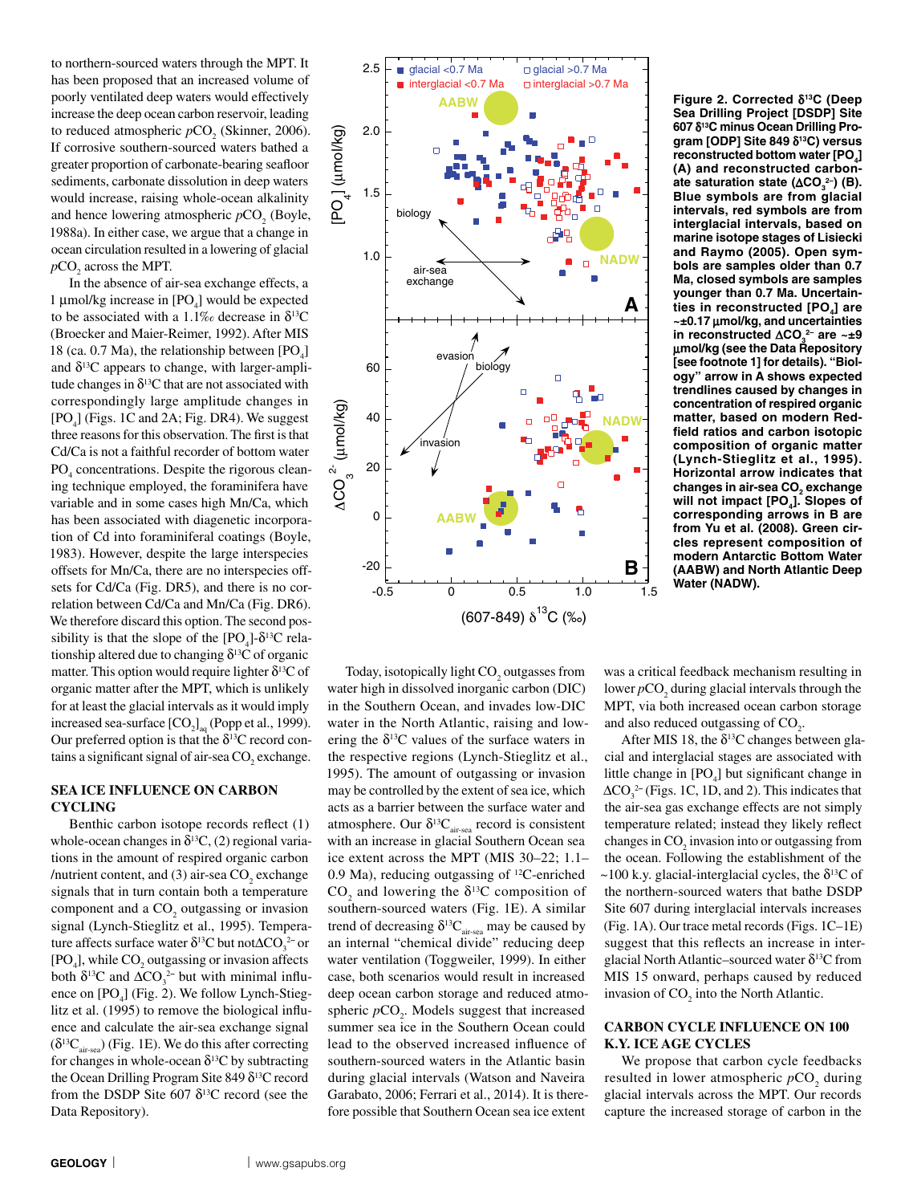to northern-sourced waters through the MPT. It has been proposed that an increased volume of poorly ventilated deep waters would effectively increase the deep ocean carbon reservoir, leading to reduced atmospheric $pCO_2$ (Skinner, 2006). If corrosive southern-sourced waters bathed a greater proportion of carbonate-bearing seafloor sediments, carbonate dissolution in deep waters would increase, raising whole-ocean alkalinity and hence lowering atmospheric $pCO_2$ (Boyle, 1988a). In either case, we argue that a change in ocean circulation resulted in a lowering of glacial $pCO_2$ across the MPT.

In the absence of air-sea exchange effects, a 1 µmol/kg increase in $[PO_4]$ would be expected to be associated with a 1.1‰ decrease in $\delta^{13}C$ (Broecker and Maier-Reimer, 1992). After MIS 18 (ca. 0.7 Ma), the relationship between $[PO_4]$ and $\delta^{13}C$ appears to change, with larger-amplitude changes in $\delta^{13}C$ that are not associated with correspondingly large amplitude changes in $[PO_4]$ (Figs. 1C and 2A; Fig. DR4). We suggest three reasons for this observation. The first is that Cd/Ca is not a faithful recorder of bottom water $PO_4$ concentrations. Despite the rigorous cleaning technique employed, the foraminifera have variable and in some cases high Mn/Ca, which has been associated with diagenetic incorporation of Cd into foraminiferal coatings (Boyle, 1983). However, despite the large interspecies offsets for Mn/Ca, there are no interspecies offsets for Cd/Ca (Fig. DR5), and there is no correlation between Cd/Ca and Mn/Ca (Fig. DR6). We therefore discard this option. The second possibility is that the slope of the $[PO_4]$-$\delta^{13}C$ relationship altered due to changing $\delta^{13}C$ of organic matter. This option would require lighter $\delta^{13}C$ of organic matter after the MPT, which is unlikely for at least the glacial intervals as it would imply increased sea-surface $[CO_2]_{aq}$ (Popp et al., 1999). Our preferred option is that the $\delta^{13}C$ record contains a significant signal of air-sea $CO_2$ exchange.

## SEA ICE INFLUENCE ON CARBON CYCLING

Benthic carbon isotope records reflect (1) whole-ocean changes in $\delta^{13}C$, (2) regional variations in the amount of respired organic carbon /nutrient content, and (3) air-sea $CO_2$ exchange signals that in turn contain both a temperature component and a $CO_2$ outgassing or invasion signal (Lynch-Stieglitz et al., 1995). Temperature affects surface water $\delta^{13}C$ but not $\Delta CO_3^{2-}$ or $[PO_4]$, while $CO_2$ outgassing or invasion affects both $\delta^{13}C$ and $\Delta CO_3^{2-}$ but with minimal influence on $[PO_4]$ (Fig. 2). We follow Lynch-Stieglitz et al. (1995) to remove the biological influence and calculate the air-sea exchange signal ($\delta^{13}C_{air\text{-}sea}$) (Fig. 1E). We do this after correcting for changes in whole-ocean $\delta^{13}C$ by subtracting the Ocean Drilling Program Site 849 $\delta^{13}C$ record from the DSDP Site 607 $\delta^{13}C$ record (see the Data Repository).

**Figure 2. Corrected $\delta^{13}C$ (Deep Sea Drilling Project [DSDP] Site 607 $\delta^{13}C$ minus Ocean Drilling Program [ODP] Site 849 $\delta^{13}C$) versus reconstructed bottom water $[PO_4]$ (A) and reconstructed carbonate saturation state ($\Delta CO_3^{2-}$) (B). Blue symbols are from glacial intervals, red symbols are from interglacial intervals, based on marine isotope stages of Lisiecki and Raymo (2005). Open symbols are samples older than 0.7 Ma, closed symbols are samples younger than 0.7 Ma. Uncertainties in reconstructed $[PO_4]$ are ~±0.17 µmol/kg, and uncertainties in reconstructed $\Delta CO_3^{2-}$ are ~±9 µmol/kg (see the Data Repository [see footnote 1] for details). "Biology" arrow in A shows expected trendlines caused by changes in concentration of respired organic matter, based on modern Redfield ratios and carbon isotopic composition of organic matter (Lynch-Stieglitz et al., 1995). Horizontal arrow indicates that changes in air-sea $CO_2$ exchange will not impact $[PO_4]$. Slopes of corresponding arrows in B are from Yu et al. (2008). Green circles represent composition of modern Antarctic Bottom Water (AABW) and North Atlantic Deep Water (NADW).**

Today, isotopically light $CO_2$ outgasses from water high in dissolved inorganic carbon (DIC) in the Southern Ocean, and invades low-DIC water in the North Atlantic, raising and lowering the $\delta^{13}C$ values of the surface waters in the respective regions (Lynch-Stieglitz et al., 1995). The amount of outgassing or invasion may be controlled by the extent of sea ice, which acts as a barrier between the surface water and atmosphere. Our $\delta^{13}C_{air\text{-}sea}$ record is consistent with an increase in glacial Southern Ocean sea ice extent across the MPT (MIS 30–22; 1.1–0.9 Ma), reducing outgassing of $^{12}C$-enriched $CO_2$ and lowering the $\delta^{13}C$ composition of southern-sourced waters (Fig. 1E). A similar trend of decreasing $\delta^{13}C_{air\text{-}sea}$ may be caused by an internal "chemical divide" reducing deep water ventilation (Toggweiler, 1999). In either case, both scenarios would result in increased deep ocean carbon storage and reduced atmospheric $pCO_2$. Models suggest that increased summer sea ice in the Southern Ocean could lead to the observed increased influence of southern-sourced waters in the Atlantic basin during glacial intervals (Watson and Naveira Garabato, 2006; Ferrari et al., 2014). It is therefore possible that Southern Ocean sea ice extent was a critical feedback mechanism resulting in lower $pCO_2$ during glacial intervals through the MPT, via both increased ocean carbon storage and also reduced outgassing of $CO_2$.

After MIS 18, the $\delta^{13}C$ changes between glacial and interglacial stages are associated with little change in $[PO_4]$ but significant change in $\Delta CO_3^{2-}$ (Figs. 1C, 1D, and 2). This indicates that the air-sea gas exchange effects are not simply temperature related; instead they likely reflect changes in $CO_2$ invasion into or outgassing from the ocean. Following the establishment of the ~100 k.y. glacial-interglacial cycles, the $\delta^{13}C$ of the northern-sourced waters that bathe DSDP Site 607 during interglacial intervals increases (Fig. 1A). Our trace metal records (Figs. 1C–1E) suggest that this reflects an increase in interglacial North Atlantic–sourced water $\delta^{13}C$ from MIS 15 onward, perhaps caused by reduced invasion of $CO_2$ into the North Atlantic.

## CARBON CYCLE INFLUENCE ON 100 K.Y. ICE AGE CYCLES

We propose that carbon cycle feedbacks resulted in lower atmospheric $pCO_2$ during glacial intervals across the MPT. Our records capture the increased storage of carbon in the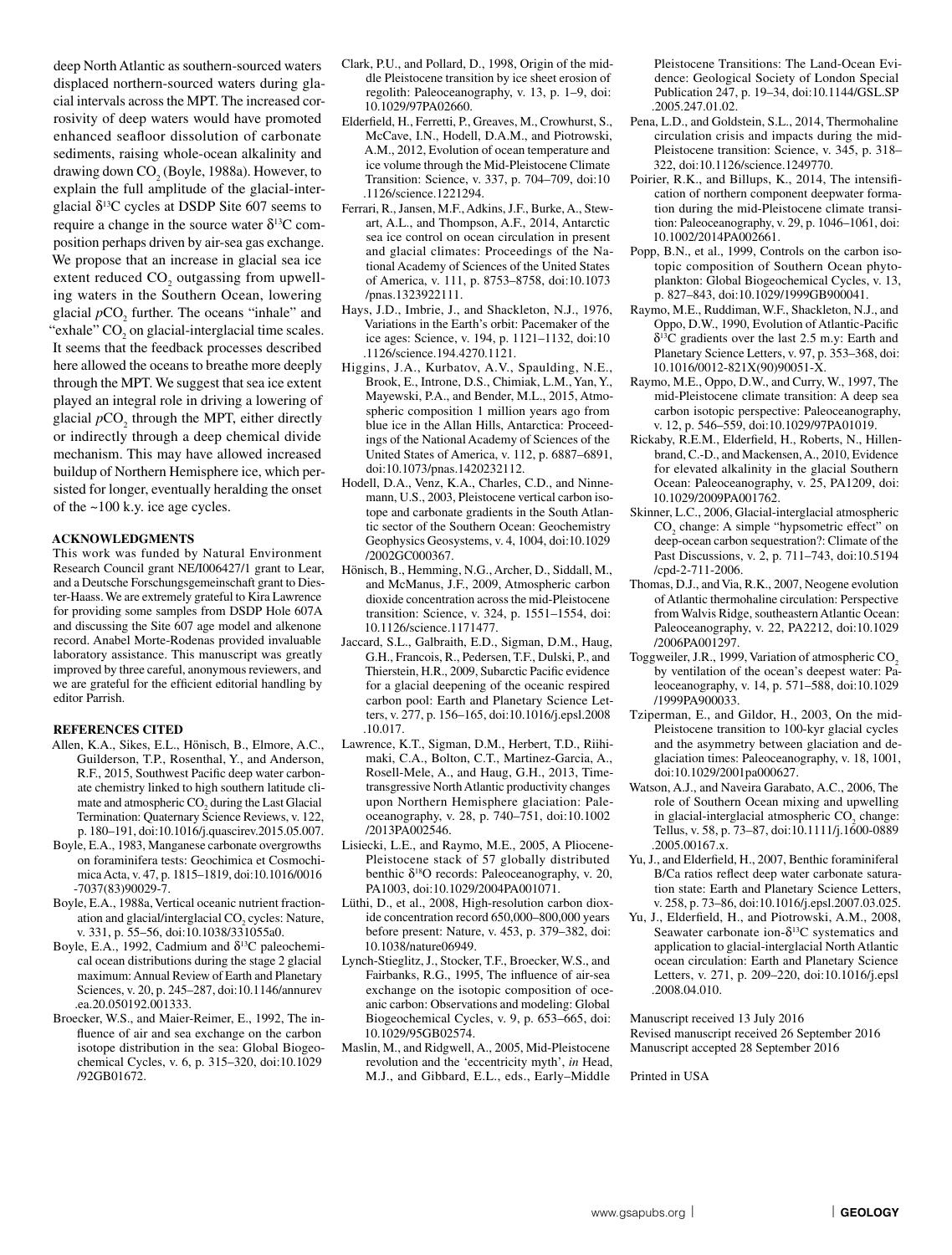deep North Atlantic as southern-sourced waters displaced northern-sourced waters during glacial intervals across the MPT. The increased corrosivity of deep waters would have promoted enhanced seafloor dissolution of carbonate sediments, raising whole-ocean alkalinity and drawing down $CO_2$ (Boyle, 1988a). However, to explain the full amplitude of the glacial-interglacial $\delta^{13}C$ cycles at DSDP Site 607 seems to require a change in the source water $\delta^{13}C$ composition perhaps driven by air-sea gas exchange. We propose that an increase in glacial sea ice extent reduced $CO_2$ outgassing from upwelling waters in the Southern Ocean, lowering glacial $pCO_2$ further. The oceans "inhale" and "exhale" $CO_2$ on glacial-interglacial time scales. It seems that the feedback processes described here allowed the oceans to breathe more deeply through the MPT. We suggest that sea ice extent played an integral role in driving a lowering of glacial $pCO_2$ through the MPT, either directly or indirectly through a deep chemical divide mechanism. This may have allowed increased buildup of Northern Hemisphere ice, which persisted for longer, eventually heralding the onset of the ~100 k.y. ice age cycles.

## ACKNOWLEDGMENTS

This work was funded by Natural Environment Research Council grant NE/I006427/1 grant to Lear, and a Deutsche Forschungsgemeinschaft grant to Diester-Haass. We are extremely grateful to Kira Lawrence for providing some samples from DSDP Hole 607A and discussing the Site 607 age model and alkenone record. Anabel Morte-Rodenas provided invaluable laboratory assistance. This manuscript was greatly improved by three careful, anonymous reviewers, and we are grateful for the efficient editorial handling by editor Parrish.

## REFERENCES CITED

Allen, K.A., Sikes, E.L., Hönisch, B., Elmore, A.C., Guilderson, T.P., Rosenthal, Y., and Anderson, R.F., 2015, Southwest Pacific deep water carbonate chemistry linked to high southern latitude climate and atmospheric $CO_2$ during the Last Glacial Termination: Quaternary Science Reviews, v. 122, p. 180–191, doi:10.1016/j.quascirev.2015.05.007.

Boyle, E.A., 1983, Manganese carbonate overgrowths on foraminifera tests: Geochimica et Cosmochimica Acta, v. 47, p. 1815–1819, doi:10.1016/0016-7037(83)90029-7.

Boyle, E.A., 1988a, Vertical oceanic nutrient fractionation and glacial/interglacial $CO_2$ cycles: Nature, v. 331, p. 55–56, doi:10.1038/331055a0.

Boyle, E.A., 1992, Cadmium and $\delta^{13}C$ paleochemical ocean distributions during the stage 2 glacial maximum: Annual Review of Earth and Planetary Sciences, v. 20, p. 245–287, doi:10.1146/annurev.ea.20.050192.001333.

Broecker, W.S., and Maier-Reimer, E., 1992, The influence of air and sea exchange on the carbon isotope distribution in the sea: Global Biogeochemical Cycles, v. 6, p. 315–320, doi:10.1029/92GB01672.

Clark, P.U., and Pollard, D., 1998, Origin of the middle Pleistocene transition by ice sheet erosion of regolith: Paleoceanography, v. 13, p. 1–9, doi:10.1029/97PA02660.

Elderfield, H., Ferretti, P., Greaves, M., Crowhurst, S., McCave, I.N., Hodell, D.A.M., and Piotrowski, A.M., 2012, Evolution of ocean temperature and ice volume through the Mid-Pleistocene Climate Transition: Science, v. 337, p. 704–709, doi:10.1126/science.1221294.

Ferrari, R., Jansen, M.F., Adkins, J.F., Burke, A., Stewart, A.L., and Thompson, A.F., 2014, Antarctic sea ice control on ocean circulation in present and glacial climates: Proceedings of the National Academy of Sciences of the United States of America, v. 111, p. 8753–8758, doi:10.1073/pnas.1323922111.

Hays, J.D., Imbrie, J., and Shackleton, N.J., 1976, Variations in the Earth's orbit: Pacemaker of the ice ages: Science, v. 194, p. 1121–1132, doi:10.1126/science.194.4270.1121.

Higgins, J.A., Kurbatov, A.V., Spaulding, N.E., Brook, E., Introne, D.S., Chimiak, L.M., Yan, Y., Mayewski, P.A., and Bender, M.L., 2015, Atmospheric composition 1 million years ago from blue ice in the Allan Hills, Antarctica: Proceedings of the National Academy of Sciences of the United States of America, v. 112, p. 6887–6891, doi:10.1073/pnas.1420232112.

Hodell, D.A., Venz, K.A., Charles, C.D., and Ninnemann, U.S., 2003, Pleistocene vertical carbon isotope and carbonate gradients in the South Atlantic sector of the Southern Ocean: Geochemistry Geophysics Geosystems, v. 4, 1004, doi:10.1029/2002GC000367.

Hönisch, B., Hemming, N.G., Archer, D., Siddall, M., and McManus, J.F., 2009, Atmospheric carbon dioxide concentration across the mid-Pleistocene transition: Science, v. 324, p. 1551–1554, doi:10.1126/science.1171477.

Jaccard, S.L., Galbraith, E.D., Sigman, D.M., Haug, G.H., Francois, R., Pedersen, T.F., Dulski, P., and Thierstein, H.R., 2009, Subarctic Pacific evidence for a glacial deepening of the oceanic respired carbon pool: Earth and Planetary Science Letters, v. 277, p. 156–165, doi:10.1016/j.epsl.2008.10.017.

Lawrence, K.T., Sigman, D.M., Herbert, T.D., Riihimaki, C.A., Bolton, C.T., Martinez-Garcia, A., Rosell-Mele, A., and Haug, G.H., 2013, Time-transgressive North Atlantic productivity changes upon Northern Hemisphere glaciation: Paleoceanography, v. 28, p. 740–751, doi:10.1002/2013PA002546.

Lisiecki, L.E., and Raymo, M.E., 2005, A Pliocene-Pleistocene stack of 57 globally distributed benthic $\delta^{18}O$ records: Paleoceanography, v. 20, PA1003, doi:10.1029/2004PA001071.

Lüthi, D., et al., 2008, High-resolution carbon dioxide concentration record 650,000–800,000 years before present: Nature, v. 453, p. 379–382, doi:10.1038/nature06949.

Lynch-Stieglitz, J., Stocker, T.F., Broecker, W.S., and Fairbanks, R.G., 1995, The influence of air-sea exchange on the isotopic composition of oceanic carbon: Observations and modeling: Global Biogeochemical Cycles, v. 9, p. 653–665, doi:10.1029/95GB02574.

Maslin, M., and Ridgwell, A., 2005, Mid-Pleistocene revolution and the 'eccentricity myth', *in* Head, M.J., and Gibbard, E.L., eds., Early–Middle Pleistocene Transitions: The Land-Ocean Evidence: Geological Society of London Special Publication 247, p. 19–34, doi:10.1144/GSL.SP.2005.247.01.02.

Pena, L.D., and Goldstein, S.L., 2014, Thermohaline circulation crisis and impacts during the mid-Pleistocene transition: Science, v. 345, p. 318–322, doi:10.1126/science.1249770.

Poirier, R.K., and Billups, K., 2014, The intensification of northern component deepwater formation during the mid-Pleistocene climate transition: Paleoceanography, v. 29, p. 1046–1061, doi:10.1002/2014PA002661.

Popp, B.N., et al., 1999, Controls on the carbon isotopic composition of Southern Ocean phytoplankton: Global Biogeochemical Cycles, v. 13, p. 827–843, doi:10.1029/1999GB900041.

Raymo, M.E., Ruddiman, W.F., Shackleton, N.J., and Oppo, D.W., 1990, Evolution of Atlantic-Pacific $\delta^{13}C$ gradients over the last 2.5 m.y: Earth and Planetary Science Letters, v. 97, p. 353–368, doi:10.1016/0012-821X(90)90051-X.

Raymo, M.E., Oppo, D.W., and Curry, W., 1997, The mid-Pleistocene climate transition: A deep sea carbon isotopic perspective: Paleoceanography, v. 12, p. 546–559, doi:10.1029/97PA01019.

Rickaby, R.E.M., Elderfield, H., Roberts, N., Hillenbrand, C.-D., and Mackensen, A., 2010, Evidence for elevated alkalinity in the glacial Southern Ocean: Paleoceanography, v. 25, PA1209, doi:10.1029/2009PA001762.

Skinner, L.C., 2006, Glacial-interglacial atmospheric $CO_2$ change: A simple "hypsometric effect" on deep-ocean carbon sequestration?: Climate of the Past Discussions, v. 2, p. 711–743, doi:10.5194/cpd-2-711-2006.

Thomas, D.J., and Via, R.K., 2007, Neogene evolution of Atlantic thermohaline circulation: Perspective from Walvis Ridge, southeastern Atlantic Ocean: Paleoceanography, v. 22, PA2212, doi:10.1029/2006PA001297.

Toggweiler, J.R., 1999, Variation of atmospheric $CO_2$ by ventilation of the ocean's deepest water: Paleoceanography, v. 14, p. 571–588, doi:10.1029/1999PA900033.

Tziperman, E., and Gildor, H., 2003, On the mid-Pleistocene transition to 100-kyr glacial cycles and the asymmetry between glaciation and deglaciation times: Paleoceanography, v. 18, 1001, doi:10.1029/2001pa000627.

Watson, A.J., and Naveira Garabato, A.C., 2006, The role of Southern Ocean mixing and upwelling in glacial-interglacial atmospheric $CO_2$ change: Tellus, v. 58, p. 73–87, doi:10.1111/j.1600-0889.2005.00167.x.

Yu, J., and Elderfield, H., 2007, Benthic foraminiferal B/Ca ratios reflect deep water carbonate saturation state: Earth and Planetary Science Letters, v. 258, p. 73–86, doi:10.1016/j.epsl.2007.03.025.

Yu, J., Elderfield, H., and Piotrowski, A.M., 2008, Seawater carbonate ion-$\delta^{13}C$ systematics and application to glacial-interglacial North Atlantic ocean circulation: Earth and Planetary Science Letters, v. 271, p. 209–220, doi:10.1016/j.epsl.2008.04.010.

Manuscript received 13 July 2016
Revised manuscript received 26 September 2016
Manuscript accepted 28 September 2016

Printed in USA